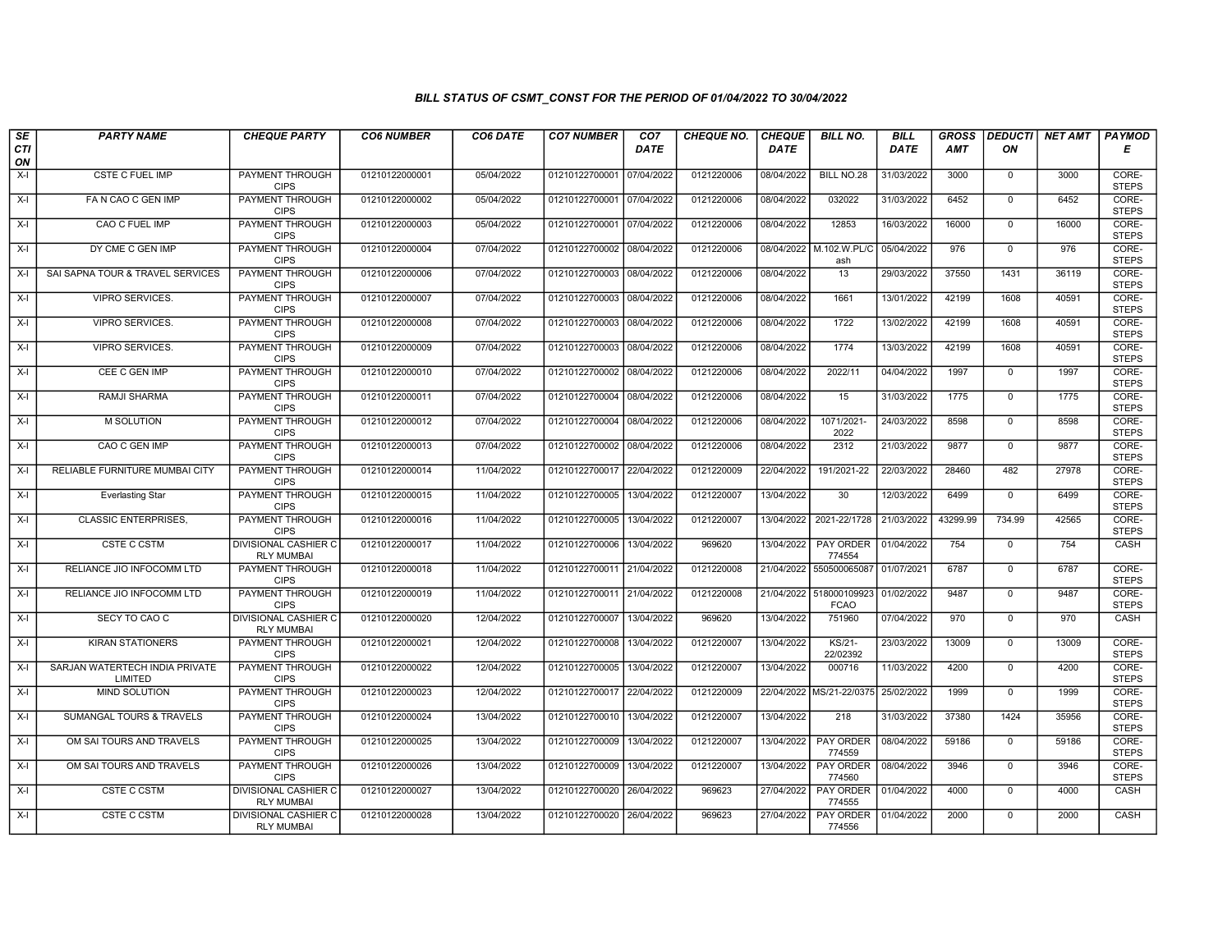*BILL STATUS OF CSMT_CONST FOR THE PERIOD OF 01/04/2022 TO 30/04/2022*

| SECTION | PARTY NAME | CHEQUE PARTY | CO6 NUMBER | CO6 DATE | CO7 NUMBER | CO7 DATE | CHEQUE NO. | CHEQUE DATE | BILL NO. | BILL DATE | GROSS AMT | DEDUCTION | NET AMT | PAYMODE |
|---|---|---|---|---|---|---|---|---|---|---|---|---|---|---|
| X-I | CSTE C FUEL IMP | PAYMENT THROUGH CIPS | 01210122000001 | 05/04/2022 | 01210122700001 | 07/04/2022 | 0121220006 | 08/04/2022 | BILL NO.28 | 31/03/2022 | 3000 | 0 | 3000 | CORE-STEPS |
| X-I | FA N CAO C GEN IMP | PAYMENT THROUGH CIPS | 01210122000002 | 05/04/2022 | 01210122700001 | 07/04/2022 | 0121220006 | 08/04/2022 | 032022 | 31/03/2022 | 6452 | 0 | 6452 | CORE-STEPS |
| X-I | CAO C FUEL IMP | PAYMENT THROUGH CIPS | 01210122000003 | 05/04/2022 | 01210122700001 | 07/04/2022 | 0121220006 | 08/04/2022 | 12853 | 16/03/2022 | 16000 | 0 | 16000 | CORE-STEPS |
| X-I | DY CME C GEN IMP | PAYMENT THROUGH CIPS | 01210122000004 | 07/04/2022 | 01210122700002 | 08/04/2022 | 0121220006 | 08/04/2022 | M.102.W.PL/Cash | 05/04/2022 | 976 | 0 | 976 | CORE-STEPS |
| X-I | SAI SAPNA TOUR & TRAVEL SERVICES | PAYMENT THROUGH CIPS | 01210122000006 | 07/04/2022 | 01210122700003 | 08/04/2022 | 0121220006 | 08/04/2022 | 13 | 29/03/2022 | 37550 | 1431 | 36119 | CORE-STEPS |
| X-I | VIPRO SERVICES. | PAYMENT THROUGH CIPS | 01210122000007 | 07/04/2022 | 01210122700003 | 08/04/2022 | 0121220006 | 08/04/2022 | 1661 | 13/01/2022 | 42199 | 1608 | 40591 | CORE-STEPS |
| X-I | VIPRO SERVICES. | PAYMENT THROUGH CIPS | 01210122000008 | 07/04/2022 | 01210122700003 | 08/04/2022 | 0121220006 | 08/04/2022 | 1722 | 13/02/2022 | 42199 | 1608 | 40591 | CORE-STEPS |
| X-I | VIPRO SERVICES. | PAYMENT THROUGH CIPS | 01210122000009 | 07/04/2022 | 01210122700003 | 08/04/2022 | 0121220006 | 08/04/2022 | 1774 | 13/03/2022 | 42199 | 1608 | 40591 | CORE-STEPS |
| X-I | CEE C GEN IMP | PAYMENT THROUGH CIPS | 01210122000010 | 07/04/2022 | 01210122700002 | 08/04/2022 | 0121220006 | 08/04/2022 | 2022/11 | 04/04/2022 | 1997 | 0 | 1997 | CORE-STEPS |
| X-I | RAMJI SHARMA | PAYMENT THROUGH CIPS | 01210122000011 | 07/04/2022 | 01210122700004 | 08/04/2022 | 0121220006 | 08/04/2022 | 15 | 31/03/2022 | 1775 | 0 | 1775 | CORE-STEPS |
| X-I | M SOLUTION | PAYMENT THROUGH CIPS | 01210122000012 | 07/04/2022 | 01210122700004 | 08/04/2022 | 0121220006 | 08/04/2022 | 1071/2021-2022 | 24/03/2022 | 8598 | 0 | 8598 | CORE-STEPS |
| X-I | CAO C GEN IMP | PAYMENT THROUGH CIPS | 01210122000013 | 07/04/2022 | 01210122700002 | 08/04/2022 | 0121220006 | 08/04/2022 | 2312 | 21/03/2022 | 9877 | 0 | 9877 | CORE-STEPS |
| X-I | RELIABLE FURNITURE MUMBAI CITY | PAYMENT THROUGH CIPS | 01210122000014 | 11/04/2022 | 01210122700017 | 22/04/2022 | 0121220009 | 22/04/2022 | 191/2021-22 | 22/03/2022 | 28460 | 482 | 27978 | CORE-STEPS |
| X-I | Everlasting Star | PAYMENT THROUGH CIPS | 01210122000015 | 11/04/2022 | 01210122700005 | 13/04/2022 | 0121220007 | 13/04/2022 | 30 | 12/03/2022 | 6499 | 0 | 6499 | CORE-STEPS |
| X-I | CLASSIC ENTERPRISES, | PAYMENT THROUGH CIPS | 01210122000016 | 11/04/2022 | 01210122700005 | 13/04/2022 | 0121220007 | 13/04/2022 | 2021-22/1728 | 21/03/2022 | 43299.99 | 734.99 | 42565 | CORE-STEPS |
| X-I | CSTE C CSTM | DIVISIONAL CASHIER C RLY MUMBAI | 01210122000017 | 11/04/2022 | 01210122700006 | 13/04/2022 | 969620 | 13/04/2022 | PAY ORDER 774554 | 01/04/2022 | 754 | 0 | 754 | CASH |
| X-I | RELIANCE JIO INFOCOMM LTD | PAYMENT THROUGH CIPS | 01210122000018 | 11/04/2022 | 01210122700011 | 21/04/2022 | 0121220008 | 21/04/2022 | 550500065087 | 01/07/2021 | 6787 | 0 | 6787 | CORE-STEPS |
| X-I | RELIANCE JIO INFOCOMM LTD | PAYMENT THROUGH CIPS | 01210122000019 | 11/04/2022 | 01210122700011 | 21/04/2022 | 0121220008 | 21/04/2022 | 518000109923 FCAO | 01/02/2022 | 9487 | 0 | 9487 | CORE-STEPS |
| X-I | SECY TO CAO C | DIVISIONAL CASHIER C RLY MUMBAI | 01210122000020 | 12/04/2022 | 01210122700007 | 13/04/2022 | 969620 | 13/04/2022 | 751960 | 07/04/2022 | 970 | 0 | 970 | CASH |
| X-I | KIRAN STATIONERS | PAYMENT THROUGH CIPS | 01210122000021 | 12/04/2022 | 01210122700008 | 13/04/2022 | 0121220007 | 13/04/2022 | KS/21-22/02392 | 23/03/2022 | 13009 | 0 | 13009 | CORE-STEPS |
| X-I | SARJAN WATERTECH INDIA PRIVATE LIMITED | PAYMENT THROUGH CIPS | 01210122000022 | 12/04/2022 | 01210122700005 | 13/04/2022 | 0121220007 | 13/04/2022 | 000716 | 11/03/2022 | 4200 | 0 | 4200 | CORE-STEPS |
| X-I | MIND SOLUTION | PAYMENT THROUGH CIPS | 01210122000023 | 12/04/2022 | 01210122700017 | 22/04/2022 | 0121220009 | 22/04/2022 | MS/21-22/0375 | 25/02/2022 | 1999 | 0 | 1999 | CORE-STEPS |
| X-I | SUMANGAL TOURS & TRAVELS | PAYMENT THROUGH CIPS | 01210122000024 | 13/04/2022 | 01210122700010 | 13/04/2022 | 0121220007 | 13/04/2022 | 218 | 31/03/2022 | 37380 | 1424 | 35956 | CORE-STEPS |
| X-I | OM SAI TOURS AND TRAVELS | PAYMENT THROUGH CIPS | 01210122000025 | 13/04/2022 | 01210122700009 | 13/04/2022 | 0121220007 | 13/04/2022 | PAY ORDER 774559 | 08/04/2022 | 59186 | 0 | 59186 | CORE-STEPS |
| X-I | OM SAI TOURS AND TRAVELS | PAYMENT THROUGH CIPS | 01210122000026 | 13/04/2022 | 01210122700009 | 13/04/2022 | 0121220007 | 13/04/2022 | PAY ORDER 774560 | 08/04/2022 | 3946 | 0 | 3946 | CORE-STEPS |
| X-I | CSTE C CSTM | DIVISIONAL CASHIER C RLY MUMBAI | 01210122000027 | 13/04/2022 | 01210122700020 | 26/04/2022 | 969623 | 27/04/2022 | PAY ORDER 774555 | 01/04/2022 | 4000 | 0 | 4000 | CASH |
| X-I | CSTE C CSTM | DIVISIONAL CASHIER C RLY MUMBAI | 01210122000028 | 13/04/2022 | 01210122700020 | 26/04/2022 | 969623 | 27/04/2022 | PAY ORDER 774556 | 01/04/2022 | 2000 | 0 | 2000 | CASH |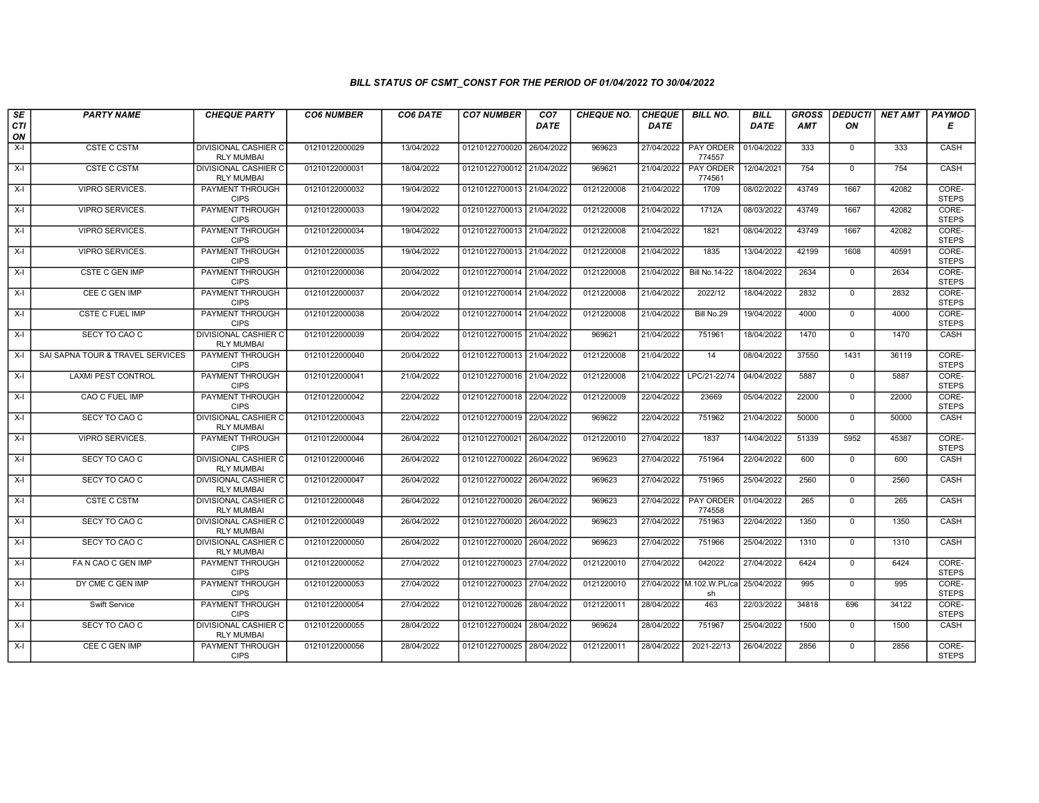### BILL STATUS OF CSMT_CONST FOR THE PERIOD OF 01/04/2022 TO 30/04/2022

| SECTION | PARTY NAME | CHEQUE PARTY | CO6 NUMBER | CO6 DATE | CO7 NUMBER | CO7 DATE | CHEQUE NO. | CHEQUE DATE | BILL NO. | BILL DATE | GROSS AMT | DEDUCTION | NET AMT | PAYMODE |
|---|---|---|---|---|---|---|---|---|---|---|---|---|---|---|
| X-I | CSTE C CSTM | DIVISIONAL CASHIER C RLY MUMBAI | 01210122000029 | 13/04/2022 | 01210122700020 | 26/04/2022 | 969623 | 27/04/2022 | PAY ORDER 774557 | 01/04/2022 | 333 | 0 | 333 | CASH |
| X-I | CSTE C CSTM | DIVISIONAL CASHIER C RLY MUMBAI | 01210122000031 | 18/04/2022 | 01210122700012 | 21/04/2022 | 969621 | 21/04/2022 | PAY ORDER 774561 | 12/04/2021 | 754 | 0 | 754 | CASH |
| X-I | VIPRO SERVICES. | PAYMENT THROUGH CIPS | 01210122000032 | 19/04/2022 | 01210122700013 | 21/04/2022 | 0121220008 | 21/04/2022 | 1709 | 08/02/2022 | 43749 | 1667 | 42082 | CORE-STEPS |
| X-I | VIPRO SERVICES. | PAYMENT THROUGH CIPS | 01210122000033 | 19/04/2022 | 01210122700013 | 21/04/2022 | 0121220008 | 21/04/2022 | 1712A | 08/03/2022 | 43749 | 1667 | 42082 | CORE-STEPS |
| X-I | VIPRO SERVICES. | PAYMENT THROUGH CIPS | 01210122000034 | 19/04/2022 | 01210122700013 | 21/04/2022 | 0121220008 | 21/04/2022 | 1821 | 08/04/2022 | 43749 | 1667 | 42082 | CORE-STEPS |
| X-I | VIPRO SERVICES. | PAYMENT THROUGH CIPS | 01210122000035 | 19/04/2022 | 01210122700013 | 21/04/2022 | 0121220008 | 21/04/2022 | 1835 | 13/04/2022 | 42199 | 1608 | 40591 | CORE-STEPS |
| X-I | CSTE C GEN IMP | PAYMENT THROUGH CIPS | 01210122000036 | 20/04/2022 | 01210122700014 | 21/04/2022 | 0121220008 | 21/04/2022 | Bill No.14-22 | 18/04/2022 | 2634 | 0 | 2634 | CORE-STEPS |
| X-I | CEE C GEN IMP | PAYMENT THROUGH CIPS | 01210122000037 | 20/04/2022 | 01210122700014 | 21/04/2022 | 0121220008 | 21/04/2022 | 2022/12 | 18/04/2022 | 2832 | 0 | 2832 | CORE-STEPS |
| X-I | CSTE C FUEL IMP | PAYMENT THROUGH CIPS | 01210122000038 | 20/04/2022 | 01210122700014 | 21/04/2022 | 0121220008 | 21/04/2022 | Bill No.29 | 19/04/2022 | 4000 | 0 | 4000 | CORE-STEPS |
| X-I | SECY TO CAO C | DIVISIONAL CASHIER C RLY MUMBAI | 01210122000039 | 20/04/2022 | 01210122700015 | 21/04/2022 | 969621 | 21/04/2022 | 751961 | 18/04/2022 | 1470 | 0 | 1470 | CASH |
| X-I | SAI SAPNA TOUR & TRAVEL SERVICES | PAYMENT THROUGH CIPS | 01210122000040 | 20/04/2022 | 01210122700013 | 21/04/2022 | 0121220008 | 21/04/2022 | 14 | 08/04/2022 | 37550 | 1431 | 36119 | CORE-STEPS |
| X-I | LAXMI PEST CONTROL | PAYMENT THROUGH CIPS | 01210122000041 | 21/04/2022 | 01210122700016 | 21/04/2022 | 0121220008 | 21/04/2022 | LPC/21-22/74 | 04/04/2022 | 5887 | 0 | 5887 | CORE-STEPS |
| X-I | CAO C FUEL IMP | PAYMENT THROUGH CIPS | 01210122000042 | 22/04/2022 | 01210122700018 | 22/04/2022 | 0121220009 | 22/04/2022 | 23669 | 05/04/2022 | 22000 | 0 | 22000 | CORE-STEPS |
| X-I | SECY TO CAO C | DIVISIONAL CASHIER C RLY MUMBAI | 01210122000043 | 22/04/2022 | 01210122700019 | 22/04/2022 | 969622 | 22/04/2022 | 751962 | 21/04/2022 | 50000 | 0 | 50000 | CASH |
| X-I | VIPRO SERVICES. | PAYMENT THROUGH CIPS | 01210122000044 | 26/04/2022 | 01210122700021 | 26/04/2022 | 0121220010 | 27/04/2022 | 1837 | 14/04/2022 | 51339 | 5952 | 45387 | CORE-STEPS |
| X-I | SECY TO CAO C | DIVISIONAL CASHIER C RLY MUMBAI | 01210122000046 | 26/04/2022 | 01210122700022 | 26/04/2022 | 969623 | 27/04/2022 | 751964 | 22/04/2022 | 600 | 0 | 600 | CASH |
| X-I | SECY TO CAO C | DIVISIONAL CASHIER C RLY MUMBAI | 01210122000047 | 26/04/2022 | 01210122700022 | 26/04/2022 | 969623 | 27/04/2022 | 751965 | 25/04/2022 | 2560 | 0 | 2560 | CASH |
| X-I | CSTE C CSTM | DIVISIONAL CASHIER C RLY MUMBAI | 01210122000048 | 26/04/2022 | 01210122700020 | 26/04/2022 | 969623 | 27/04/2022 | PAY ORDER 774558 | 01/04/2022 | 265 | 0 | 265 | CASH |
| X-I | SECY TO CAO C | DIVISIONAL CASHIER C RLY MUMBAI | 01210122000049 | 26/04/2022 | 01210122700020 | 26/04/2022 | 969623 | 27/04/2022 | 751963 | 22/04/2022 | 1350 | 0 | 1350 | CASH |
| X-I | SECY TO CAO C | DIVISIONAL CASHIER C RLY MUMBAI | 01210122000050 | 26/04/2022 | 01210122700020 | 26/04/2022 | 969623 | 27/04/2022 | 751966 | 25/04/2022 | 1310 | 0 | 1310 | CASH |
| X-I | FA N CAO C GEN IMP | PAYMENT THROUGH CIPS | 01210122000052 | 27/04/2022 | 01210122700023 | 27/04/2022 | 0121220010 | 27/04/2022 | 042022 | 27/04/2022 | 6424 | 0 | 6424 | CORE-STEPS |
| X-I | DY CME C GEN IMP | PAYMENT THROUGH CIPS | 01210122000053 | 27/04/2022 | 01210122700023 | 27/04/2022 | 0121220010 | 27/04/2022 | M.102.W.PL/cash | 25/04/2022 | 995 | 0 | 995 | CORE-STEPS |
| X-I | Swift Service | PAYMENT THROUGH CIPS | 01210122000054 | 27/04/2022 | 01210122700026 | 28/04/2022 | 0121220011 | 28/04/2022 | 463 | 22/03/2022 | 34818 | 696 | 34122 | CORE-STEPS |
| X-I | SECY TO CAO C | DIVISIONAL CASHIER C RLY MUMBAI | 01210122000055 | 28/04/2022 | 01210122700024 | 28/04/2022 | 969624 | 28/04/2022 | 751967 | 25/04/2022 | 1500 | 0 | 1500 | CASH |
| X-I | CEE C GEN IMP | PAYMENT THROUGH CIPS | 01210122000056 | 28/04/2022 | 01210122700025 | 28/04/2022 | 0121220011 | 28/04/2022 | 2021-22/13 | 26/04/2022 | 2856 | 0 | 2856 | CORE-STEPS |